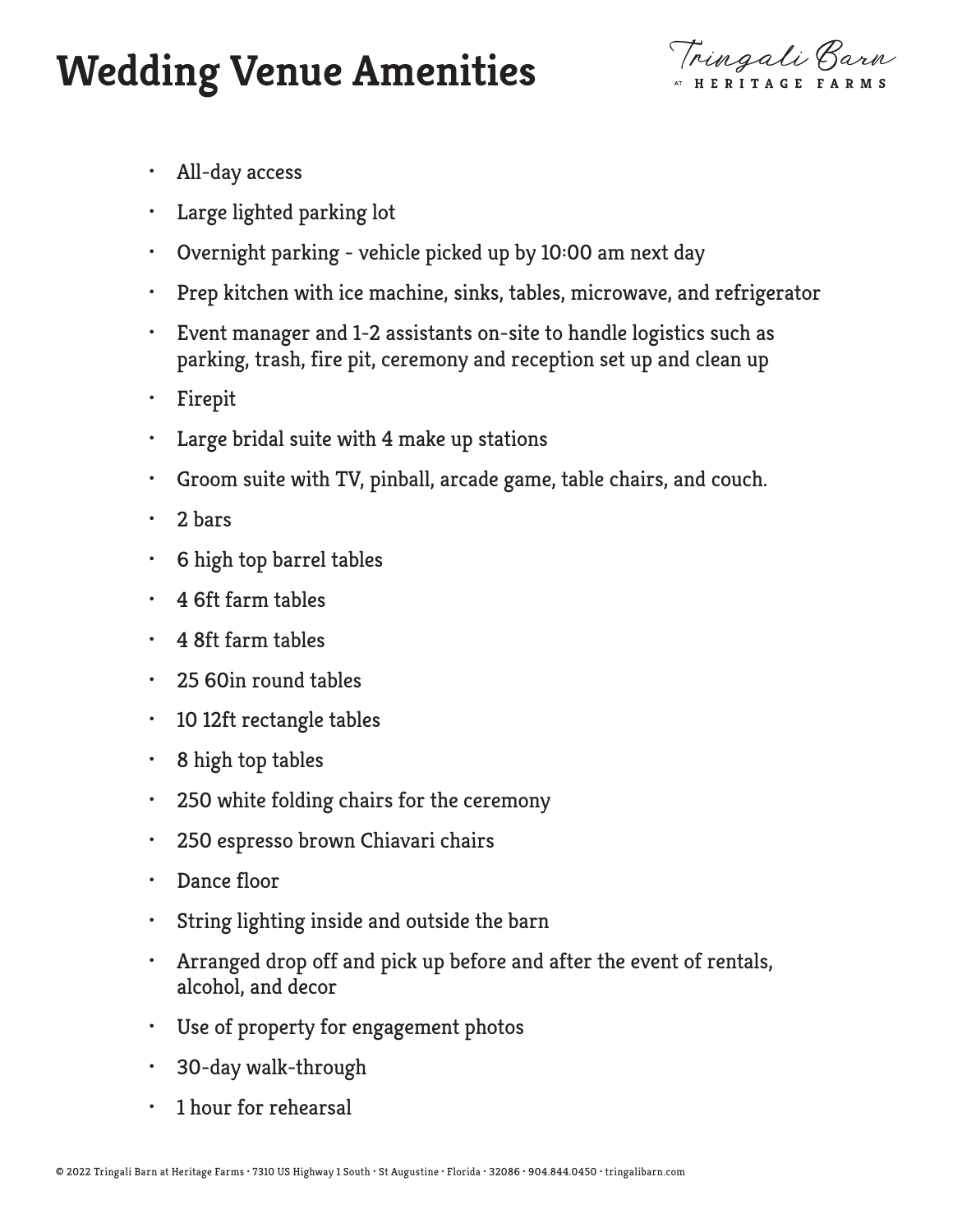# Wedding Venue Amenities

Tringali Barn
AT HERITAGE FARMS

- All-day access
- Large lighted parking lot
- Overnight parking - vehicle picked up by 10:00 am next day
- Prep kitchen with ice machine, sinks, tables, microwave, and refrigerator
- Event manager and 1-2 assistants on-site to handle logistics such as parking, trash, fire pit, ceremony and reception set up and clean up
- Firepit
- Large bridal suite with 4 make up stations
- Groom suite with TV, pinball, arcade game, table chairs, and couch.
- 2 bars
- 6 high top barrel tables
- 4 6ft farm tables
- 4 8ft farm tables
- 25 60in round tables
- 10 12ft rectangle tables
- 8 high top tables
- 250 white folding chairs for the ceremony
- 250 espresso brown Chiavari chairs
- Dance floor
- String lighting inside and outside the barn
- Arranged drop off and pick up before and after the event of rentals, alcohol, and decor
- Use of property for engagement photos
- 30-day walk-through
- 1 hour for rehearsal

© 2022 Tringali Barn at Heritage Farms · 7310 US Highway 1 South · St Augustine · Florida · 32086 · 904.844.0450 · tringalibarn.com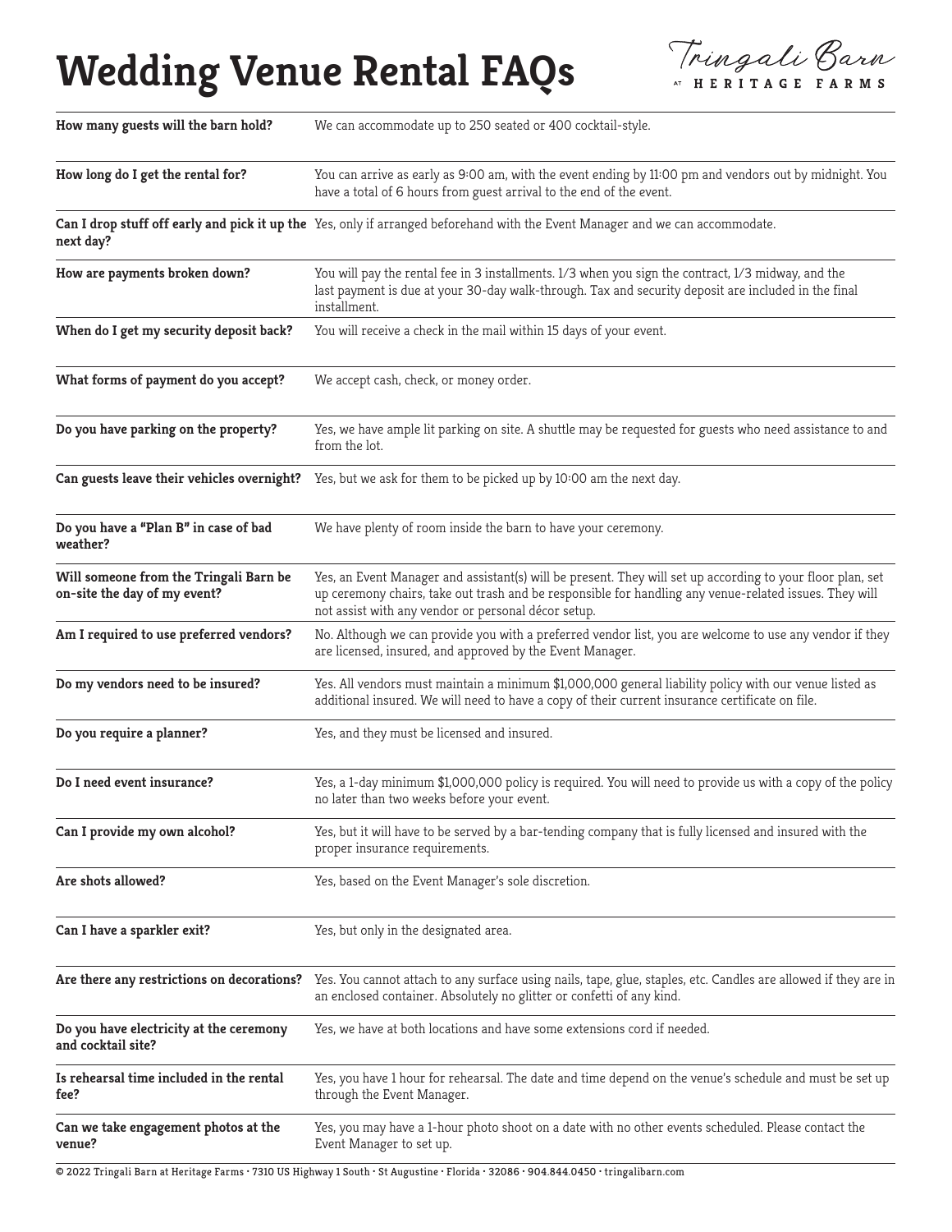# Wedding Venue Rental FAQs

Tringali Barn at HERITAGE FARMS

| | |
|---|---|
| **How many guests will the barn hold?** | We can accommodate up to 250 seated or 400 cocktail-style. |
| **How long do I get the rental for?** | You can arrive as early as 9:00 am, with the event ending by 11:00 pm and vendors out by midnight. You have a total of 6 hours from guest arrival to the end of the event. |
| **Can I drop stuff off early and pick it up the next day?** | Yes, only if arranged beforehand with the Event Manager and we can accommodate. |
| **How are payments broken down?** | You will pay the rental fee in 3 installments. 1/3 when you sign the contract, 1/3 midway, and the last payment is due at your 30-day walk-through. Tax and security deposit are included in the final installment. |
| **When do I get my security deposit back?** | You will receive a check in the mail within 15 days of your event. |
| **What forms of payment do you accept?** | We accept cash, check, or money order. |
| **Do you have parking on the property?** | Yes, we have ample lit parking on site. A shuttle may be requested for guests who need assistance to and from the lot. |
| **Can guests leave their vehicles overnight?** | Yes, but we ask for them to be picked up by 10:00 am the next day. |
| **Do you have a "Plan B" in case of bad weather?** | We have plenty of room inside the barn to have your ceremony. |
| **Will someone from the Tringali Barn be on-site the day of my event?** | Yes, an Event Manager and assistant(s) will be present. They will set up according to your floor plan, set up ceremony chairs, take out trash and be responsible for handling any venue-related issues. They will not assist with any vendor or personal décor setup. |
| **Am I required to use preferred vendors?** | No. Although we can provide you with a preferred vendor list, you are welcome to use any vendor if they are licensed, insured, and approved by the Event Manager. |
| **Do my vendors need to be insured?** | Yes. All vendors must maintain a minimum $1,000,000 general liability policy with our venue listed as additional insured. We will need to have a copy of their current insurance certificate on file. |
| **Do you require a planner?** | Yes, and they must be licensed and insured. |
| **Do I need event insurance?** | Yes, a 1-day minimum $1,000,000 policy is required. You will need to provide us with a copy of the policy no later than two weeks before your event. |
| **Can I provide my own alcohol?** | Yes, but it will have to be served by a bar-tending company that is fully licensed and insured with the proper insurance requirements. |
| **Are shots allowed?** | Yes, based on the Event Manager's sole discretion. |
| **Can I have a sparkler exit?** | Yes, but only in the designated area. |
| **Are there any restrictions on decorations?** | Yes. You cannot attach to any surface using nails, tape, glue, staples, etc. Candles are allowed if they are in an enclosed container. Absolutely no glitter or confetti of any kind. |
| **Do you have electricity at the ceremony and cocktail site?** | Yes, we have at both locations and have some extensions cord if needed. |
| **Is rehearsal time included in the rental fee?** | Yes, you have 1 hour for rehearsal. The date and time depend on the venue's schedule and must be set up through the Event Manager. |
| **Can we take engagement photos at the venue?** | Yes, you may have a 1-hour photo shoot on a date with no other events scheduled. Please contact the Event Manager to set up. |

© 2022 Tringali Barn at Heritage Farms · 7310 US Highway 1 South · St Augustine · Florida · 32086 · 904.844.0450 · tringalibarn.com